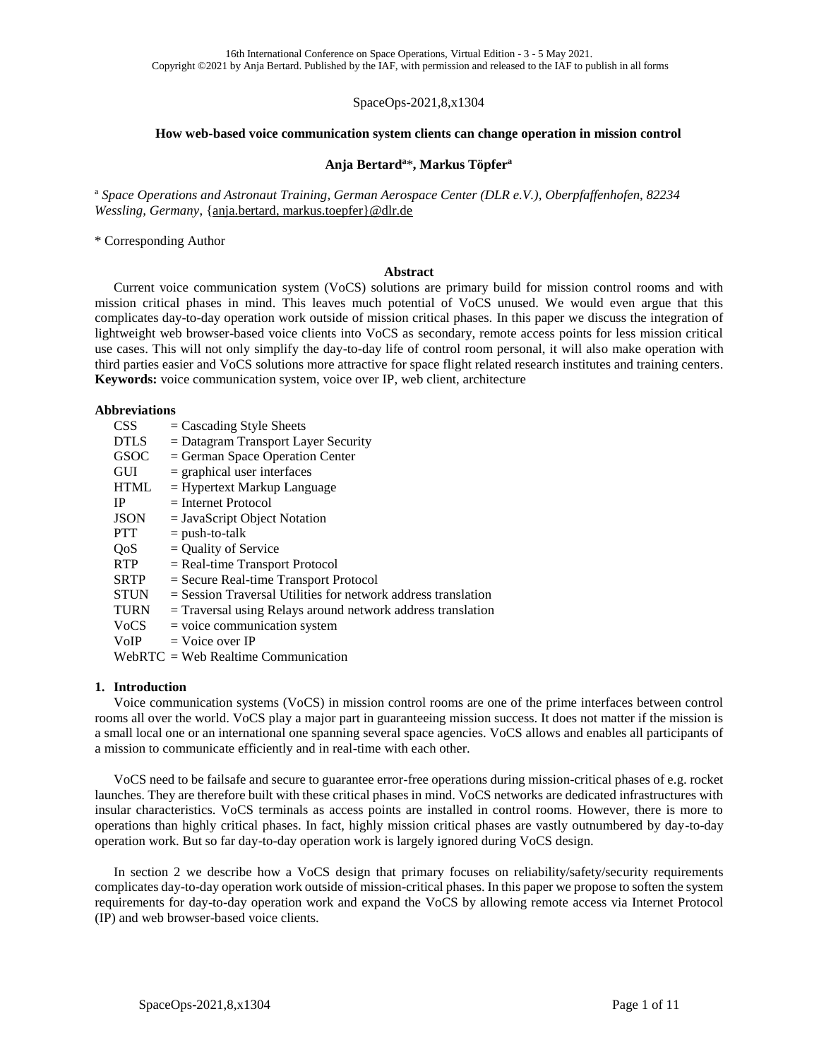SpaceOps-2021,8,x1304

# How web-based voice communication system clients can change operation in mission control

**Anja Bertard[a]*, Markus Töpfer[a]**

[a] *Space Operations and Astronaut Training, German Aerospace Center (DLR e.V.), Oberpfaffenhofen, 82234 Wessling, Germany*, {anja.bertard, markus.toepfer}@dlr.de

\* Corresponding Author

## Abstract

Current voice communication system (VoCS) solutions are primary build for mission control rooms and with mission critical phases in mind. This leaves much potential of VoCS unused. We would even argue that this complicates day-to-day operation work outside of mission critical phases. In this paper we discuss the integration of lightweight web browser-based voice clients into VoCS as secondary, remote access points for less mission critical use cases. This will not only simplify the day-to-day life of control room personal, it will also make operation with third parties easier and VoCS solutions more attractive for space flight related research institutes and training centers.

**Keywords:** voice communication system, voice over IP, web client, architecture

### Abbreviations

- CSS = Cascading Style Sheets
- DTLS = Datagram Transport Layer Security
- GSOC = German Space Operation Center
- GUI = graphical user interfaces
- HTML = Hypertext Markup Language
- IP = Internet Protocol
- JSON = JavaScript Object Notation
- PTT = push-to-talk
- QoS = Quality of Service
- RTP = Real-time Transport Protocol
- SRTP = Secure Real-time Transport Protocol
- STUN = Session Traversal Utilities for network address translation
- TURN = Traversal using Relays around network address translation
- VoCS = voice communication system
- VoIP = Voice over IP
- WebRTC = Web Realtime Communication

## 1. Introduction

Voice communication systems (VoCS) in mission control rooms are one of the prime interfaces between control rooms all over the world. VoCS play a major part in guaranteeing mission success. It does not matter if the mission is a small local one or an international one spanning several space agencies. VoCS allows and enables all participants of a mission to communicate efficiently and in real-time with each other.

VoCS need to be failsafe and secure to guarantee error-free operations during mission-critical phases of e.g. rocket launches. They are therefore built with these critical phases in mind. VoCS networks are dedicated infrastructures with insular characteristics. VoCS terminals as access points are installed in control rooms. However, there is more to operations than highly critical phases. In fact, highly mission critical phases are vastly outnumbered by day-to-day operation work. But so far day-to-day operation work is largely ignored during VoCS design.

In section 2 we describe how a VoCS design that primary focuses on reliability/safety/security requirements complicates day-to-day operation work outside of mission-critical phases. In this paper we propose to soften the system requirements for day-to-day operation work and expand the VoCS by allowing remote access via Internet Protocol (IP) and web browser-based voice clients.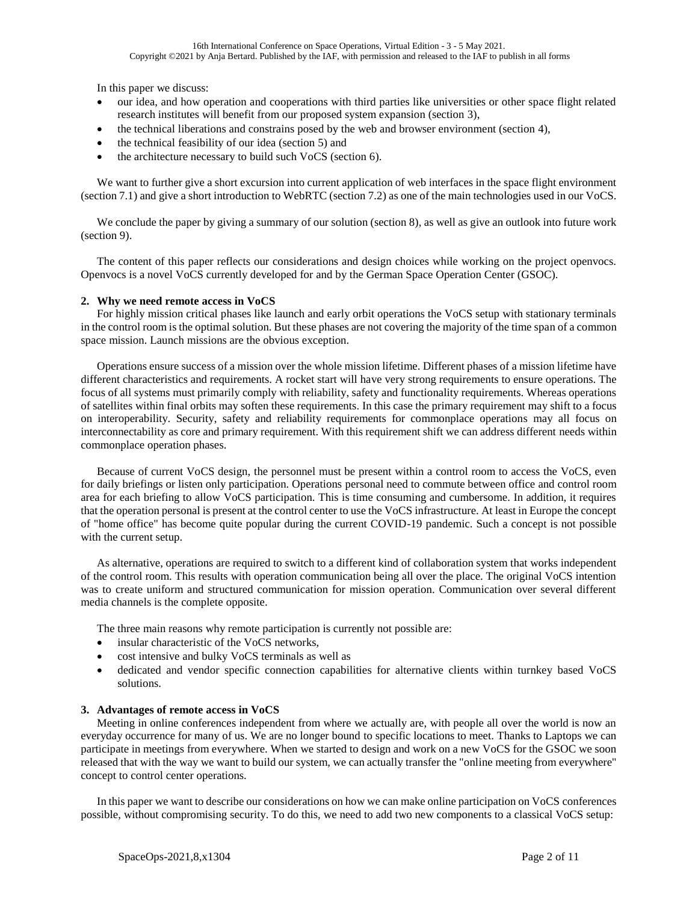In this paper we discuss:

- our idea, and how operation and cooperations with third parties like universities or other space flight related research institutes will benefit from our proposed system expansion (section 3),
- the technical liberations and constrains posed by the web and browser environment (section 4),
- the technical feasibility of our idea (section 5) and
- the architecture necessary to build such VoCS (section 6).

We want to further give a short excursion into current application of web interfaces in the space flight environment (section 7.1) and give a short introduction to WebRTC (section 7.2) as one of the main technologies used in our VoCS.

We conclude the paper by giving a summary of our solution (section 8), as well as give an outlook into future work (section 9).

The content of this paper reflects our considerations and design choices while working on the project openvocs. Openvocs is a novel VoCS currently developed for and by the German Space Operation Center (GSOC).

## 2. Why we need remote access in VoCS

For highly mission critical phases like launch and early orbit operations the VoCS setup with stationary terminals in the control room is the optimal solution. But these phases are not covering the majority of the time span of a common space mission. Launch missions are the obvious exception.

Operations ensure success of a mission over the whole mission lifetime. Different phases of a mission lifetime have different characteristics and requirements. A rocket start will have very strong requirements to ensure operations. The focus of all systems must primarily comply with reliability, safety and functionality requirements. Whereas operations of satellites within final orbits may soften these requirements. In this case the primary requirement may shift to a focus on interoperability. Security, safety and reliability requirements for commonplace operations may all focus on interconnectability as core and primary requirement. With this requirement shift we can address different needs within commonplace operation phases.

Because of current VoCS design, the personnel must be present within a control room to access the VoCS, even for daily briefings or listen only participation. Operations personal need to commute between office and control room area for each briefing to allow VoCS participation. This is time consuming and cumbersome. In addition, it requires that the operation personal is present at the control center to use the VoCS infrastructure. At least in Europe the concept of "home office" has become quite popular during the current COVID-19 pandemic. Such a concept is not possible with the current setup.

As alternative, operations are required to switch to a different kind of collaboration system that works independent of the control room. This results with operation communication being all over the place. The original VoCS intention was to create uniform and structured communication for mission operation. Communication over several different media channels is the complete opposite.

The three main reasons why remote participation is currently not possible are:

- insular characteristic of the VoCS networks,
- cost intensive and bulky VoCS terminals as well as
- dedicated and vendor specific connection capabilities for alternative clients within turnkey based VoCS solutions.

## 3. Advantages of remote access in VoCS

Meeting in online conferences independent from where we actually are, with people all over the world is now an everyday occurrence for many of us. We are no longer bound to specific locations to meet. Thanks to Laptops we can participate in meetings from everywhere. When we started to design and work on a new VoCS for the GSOC we soon released that with the way we want to build our system, we can actually transfer the "online meeting from everywhere" concept to control center operations.

In this paper we want to describe our considerations on how we can make online participation on VoCS conferences possible, without compromising security. To do this, we need to add two new components to a classical VoCS setup: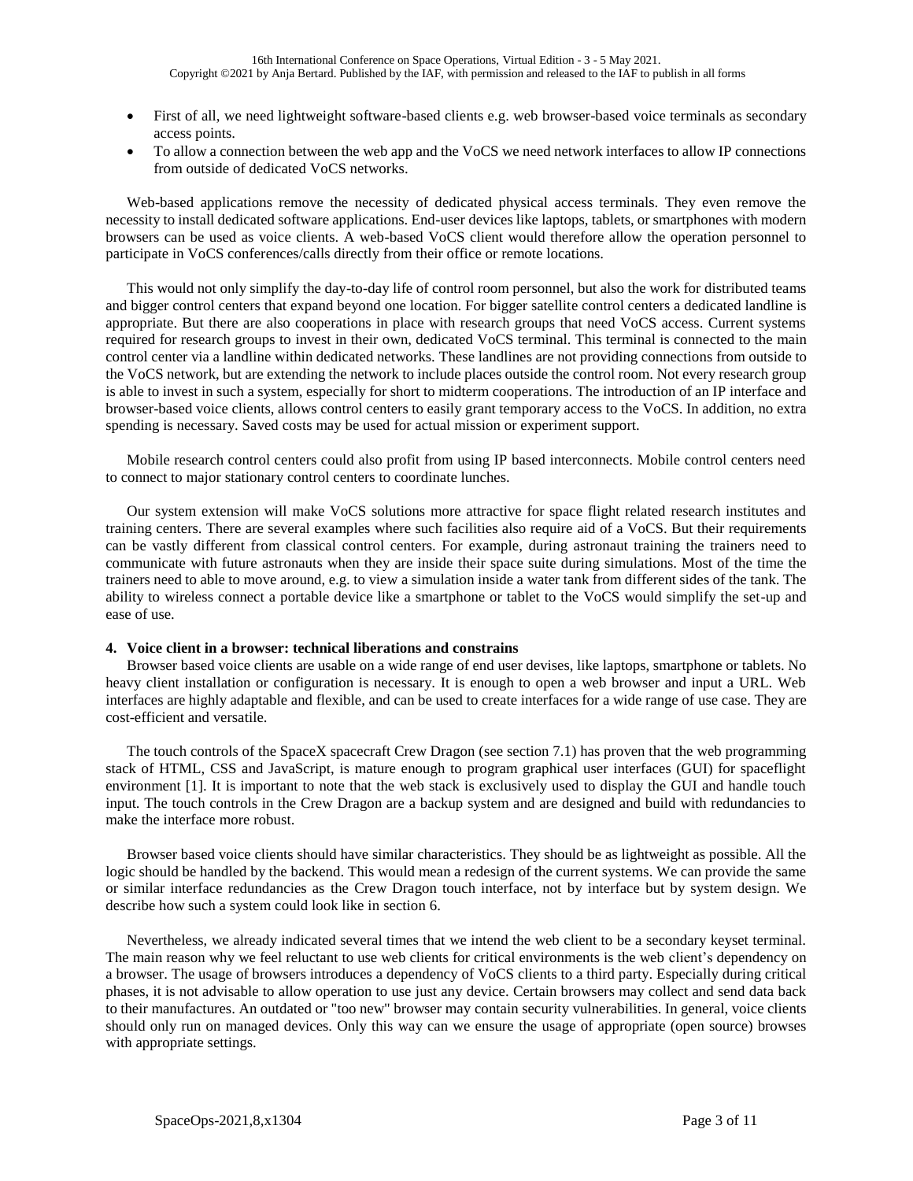- First of all, we need lightweight software-based clients e.g. web browser-based voice terminals as secondary access points.
- To allow a connection between the web app and the VoCS we need network interfaces to allow IP connections from outside of dedicated VoCS networks.

Web-based applications remove the necessity of dedicated physical access terminals. They even remove the necessity to install dedicated software applications. End-user devices like laptops, tablets, or smartphones with modern browsers can be used as voice clients. A web-based VoCS client would therefore allow the operation personnel to participate in VoCS conferences/calls directly from their office or remote locations.

This would not only simplify the day-to-day life of control room personnel, but also the work for distributed teams and bigger control centers that expand beyond one location. For bigger satellite control centers a dedicated landline is appropriate. But there are also cooperations in place with research groups that need VoCS access. Current systems required for research groups to invest in their own, dedicated VoCS terminal. This terminal is connected to the main control center via a landline within dedicated networks. These landlines are not providing connections from outside to the VoCS network, but are extending the network to include places outside the control room. Not every research group is able to invest in such a system, especially for short to midterm cooperations. The introduction of an IP interface and browser-based voice clients, allows control centers to easily grant temporary access to the VoCS. In addition, no extra spending is necessary. Saved costs may be used for actual mission or experiment support.

Mobile research control centers could also profit from using IP based interconnects. Mobile control centers need to connect to major stationary control centers to coordinate lunches.

Our system extension will make VoCS solutions more attractive for space flight related research institutes and training centers. There are several examples where such facilities also require aid of a VoCS. But their requirements can be vastly different from classical control centers. For example, during astronaut training the trainers need to communicate with future astronauts when they are inside their space suite during simulations. Most of the time the trainers need to able to move around, e.g. to view a simulation inside a water tank from different sides of the tank. The ability to wireless connect a portable device like a smartphone or tablet to the VoCS would simplify the set-up and ease of use.

## 4. Voice client in a browser: technical liberations and constrains

Browser based voice clients are usable on a wide range of end user devises, like laptops, smartphone or tablets. No heavy client installation or configuration is necessary. It is enough to open a web browser and input a URL. Web interfaces are highly adaptable and flexible, and can be used to create interfaces for a wide range of use case. They are cost-efficient and versatile.

The touch controls of the SpaceX spacecraft Crew Dragon (see section 7.1) has proven that the web programming stack of HTML, CSS and JavaScript, is mature enough to program graphical user interfaces (GUI) for spaceflight environment [1]. It is important to note that the web stack is exclusively used to display the GUI and handle touch input. The touch controls in the Crew Dragon are a backup system and are designed and build with redundancies to make the interface more robust.

Browser based voice clients should have similar characteristics. They should be as lightweight as possible. All the logic should be handled by the backend. This would mean a redesign of the current systems. We can provide the same or similar interface redundancies as the Crew Dragon touch interface, not by interface but by system design. We describe how such a system could look like in section 6.

Nevertheless, we already indicated several times that we intend the web client to be a secondary keyset terminal. The main reason why we feel reluctant to use web clients for critical environments is the web client's dependency on a browser. The usage of browsers introduces a dependency of VoCS clients to a third party. Especially during critical phases, it is not advisable to allow operation to use just any device. Certain browsers may collect and send data back to their manufactures. An outdated or "too new" browser may contain security vulnerabilities. In general, voice clients should only run on managed devices. Only this way can we ensure the usage of appropriate (open source) browses with appropriate settings.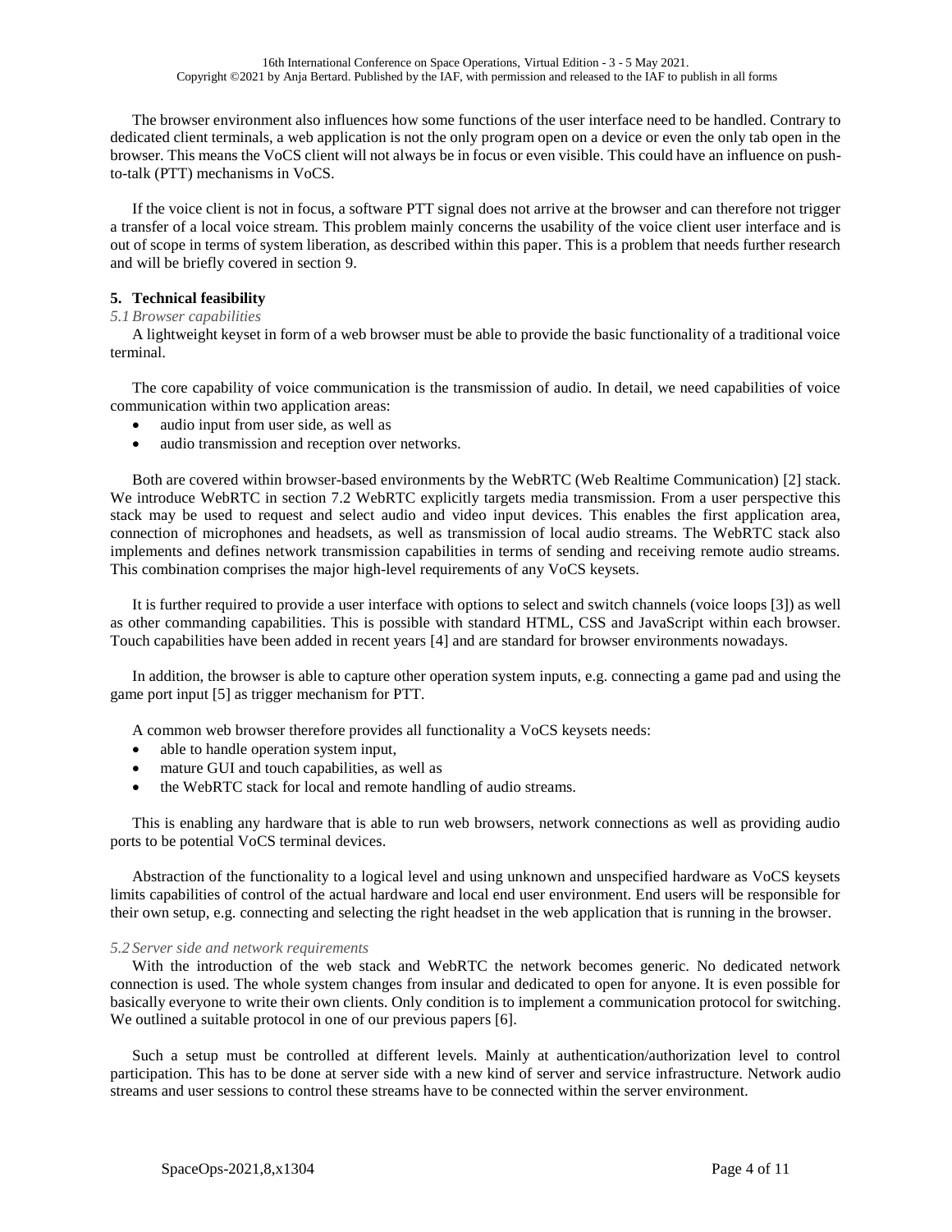The browser environment also influences how some functions of the user interface need to be handled. Contrary to dedicated client terminals, a web application is not the only program open on a device or even the only tab open in the browser. This means the VoCS client will not always be in focus or even visible. This could have an influence on push-to-talk (PTT) mechanisms in VoCS.

If the voice client is not in focus, a software PTT signal does not arrive at the browser and can therefore not trigger a transfer of a local voice stream. This problem mainly concerns the usability of the voice client user interface and is out of scope in terms of system liberation, as described within this paper. This is a problem that needs further research and will be briefly covered in section 9.

## 5. Technical feasibility

### *5.1 Browser capabilities*

A lightweight keyset in form of a web browser must be able to provide the basic functionality of a traditional voice terminal.

The core capability of voice communication is the transmission of audio. In detail, we need capabilities of voice communication within two application areas:

- audio input from user side, as well as
- audio transmission and reception over networks.

Both are covered within browser-based environments by the WebRTC (Web Realtime Communication) [2] stack. We introduce WebRTC in section 7.2 WebRTC explicitly targets media transmission. From a user perspective this stack may be used to request and select audio and video input devices. This enables the first application area, connection of microphones and headsets, as well as transmission of local audio streams. The WebRTC stack also implements and defines network transmission capabilities in terms of sending and receiving remote audio streams. This combination comprises the major high-level requirements of any VoCS keysets.

It is further required to provide a user interface with options to select and switch channels (voice loops [3]) as well as other commanding capabilities. This is possible with standard HTML, CSS and JavaScript within each browser. Touch capabilities have been added in recent years [4] and are standard for browser environments nowadays.

In addition, the browser is able to capture other operation system inputs, e.g. connecting a game pad and using the game port input [5] as trigger mechanism for PTT.

A common web browser therefore provides all functionality a VoCS keysets needs:

- able to handle operation system input,
- mature GUI and touch capabilities, as well as
- the WebRTC stack for local and remote handling of audio streams.

This is enabling any hardware that is able to run web browsers, network connections as well as providing audio ports to be potential VoCS terminal devices.

Abstraction of the functionality to a logical level and using unknown and unspecified hardware as VoCS keysets limits capabilities of control of the actual hardware and local end user environment. End users will be responsible for their own setup, e.g. connecting and selecting the right headset in the web application that is running in the browser.

### *5.2 Server side and network requirements*

With the introduction of the web stack and WebRTC the network becomes generic. No dedicated network connection is used. The whole system changes from insular and dedicated to open for anyone. It is even possible for basically everyone to write their own clients. Only condition is to implement a communication protocol for switching. We outlined a suitable protocol in one of our previous papers [6].

Such a setup must be controlled at different levels. Mainly at authentication/authorization level to control participation. This has to be done at server side with a new kind of server and service infrastructure. Network audio streams and user sessions to control these streams have to be connected within the server environment.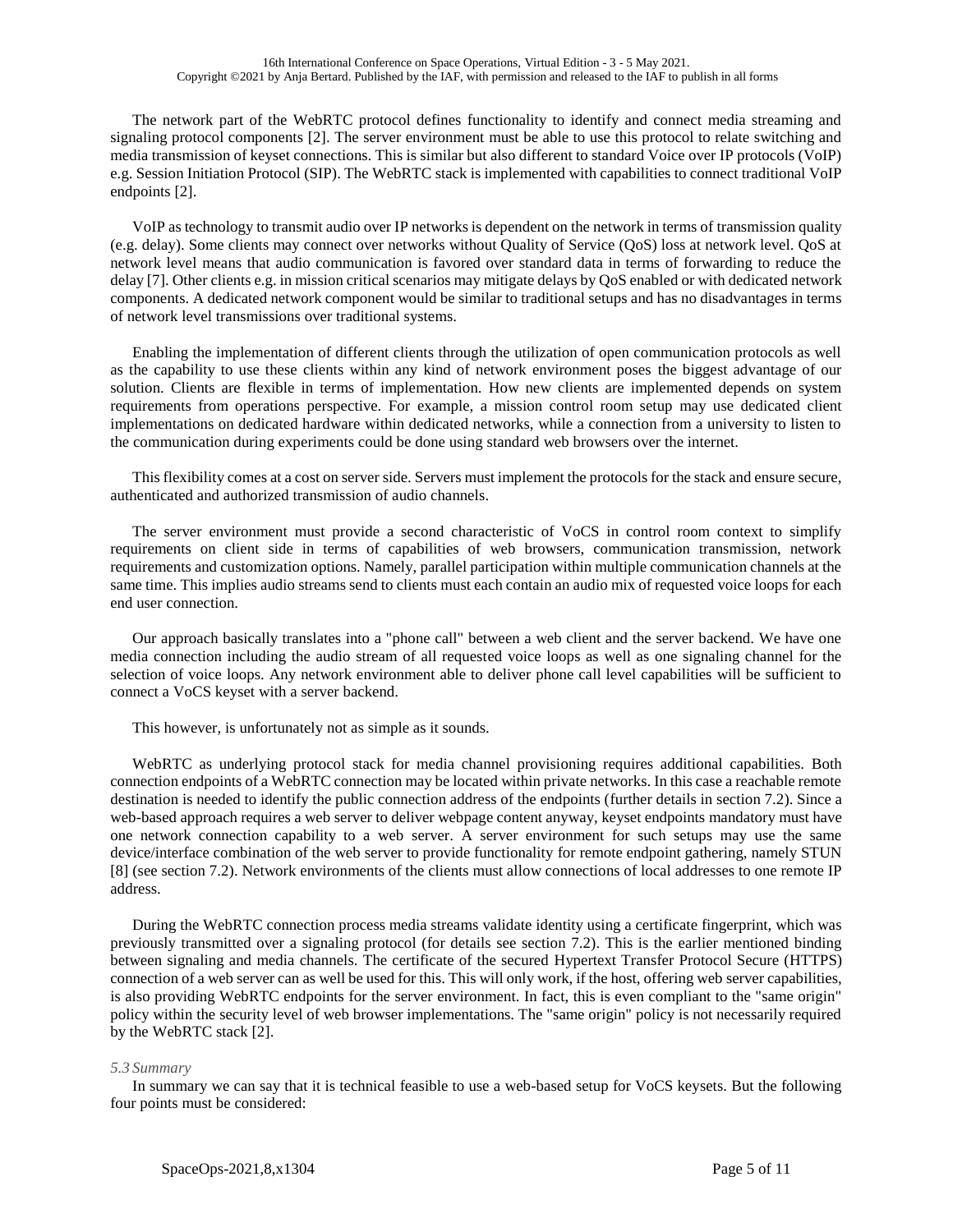The network part of the WebRTC protocol defines functionality to identify and connect media streaming and signaling protocol components [2]. The server environment must be able to use this protocol to relate switching and media transmission of keyset connections. This is similar but also different to standard Voice over IP protocols (VoIP) e.g. Session Initiation Protocol (SIP). The WebRTC stack is implemented with capabilities to connect traditional VoIP endpoints [2].

VoIP as technology to transmit audio over IP networks is dependent on the network in terms of transmission quality (e.g. delay). Some clients may connect over networks without Quality of Service (QoS) loss at network level. QoS at network level means that audio communication is favored over standard data in terms of forwarding to reduce the delay [7]. Other clients e.g. in mission critical scenarios may mitigate delays by QoS enabled or with dedicated network components. A dedicated network component would be similar to traditional setups and has no disadvantages in terms of network level transmissions over traditional systems.

Enabling the implementation of different clients through the utilization of open communication protocols as well as the capability to use these clients within any kind of network environment poses the biggest advantage of our solution. Clients are flexible in terms of implementation. How new clients are implemented depends on system requirements from operations perspective. For example, a mission control room setup may use dedicated client implementations on dedicated hardware within dedicated networks, while a connection from a university to listen to the communication during experiments could be done using standard web browsers over the internet.

This flexibility comes at a cost on server side. Servers must implement the protocols for the stack and ensure secure, authenticated and authorized transmission of audio channels.

The server environment must provide a second characteristic of VoCS in control room context to simplify requirements on client side in terms of capabilities of web browsers, communication transmission, network requirements and customization options. Namely, parallel participation within multiple communication channels at the same time. This implies audio streams send to clients must each contain an audio mix of requested voice loops for each end user connection.

Our approach basically translates into a "phone call" between a web client and the server backend. We have one media connection including the audio stream of all requested voice loops as well as one signaling channel for the selection of voice loops. Any network environment able to deliver phone call level capabilities will be sufficient to connect a VoCS keyset with a server backend.

This however, is unfortunately not as simple as it sounds.

WebRTC as underlying protocol stack for media channel provisioning requires additional capabilities. Both connection endpoints of a WebRTC connection may be located within private networks. In this case a reachable remote destination is needed to identify the public connection address of the endpoints (further details in section 7.2). Since a web-based approach requires a web server to deliver webpage content anyway, keyset endpoints mandatory must have one network connection capability to a web server. A server environment for such setups may use the same device/interface combination of the web server to provide functionality for remote endpoint gathering, namely STUN [8] (see section 7.2). Network environments of the clients must allow connections of local addresses to one remote IP address.

During the WebRTC connection process media streams validate identity using a certificate fingerprint, which was previously transmitted over a signaling protocol (for details see section 7.2). This is the earlier mentioned binding between signaling and media channels. The certificate of the secured Hypertext Transfer Protocol Secure (HTTPS) connection of a web server can as well be used for this. This will only work, if the host, offering web server capabilities, is also providing WebRTC endpoints for the server environment. In fact, this is even compliant to the "same origin" policy within the security level of web browser implementations. The "same origin" policy is not necessarily required by the WebRTC stack [2].

### *5.3 Summary*

In summary we can say that it is technical feasible to use a web-based setup for VoCS keysets. But the following four points must be considered: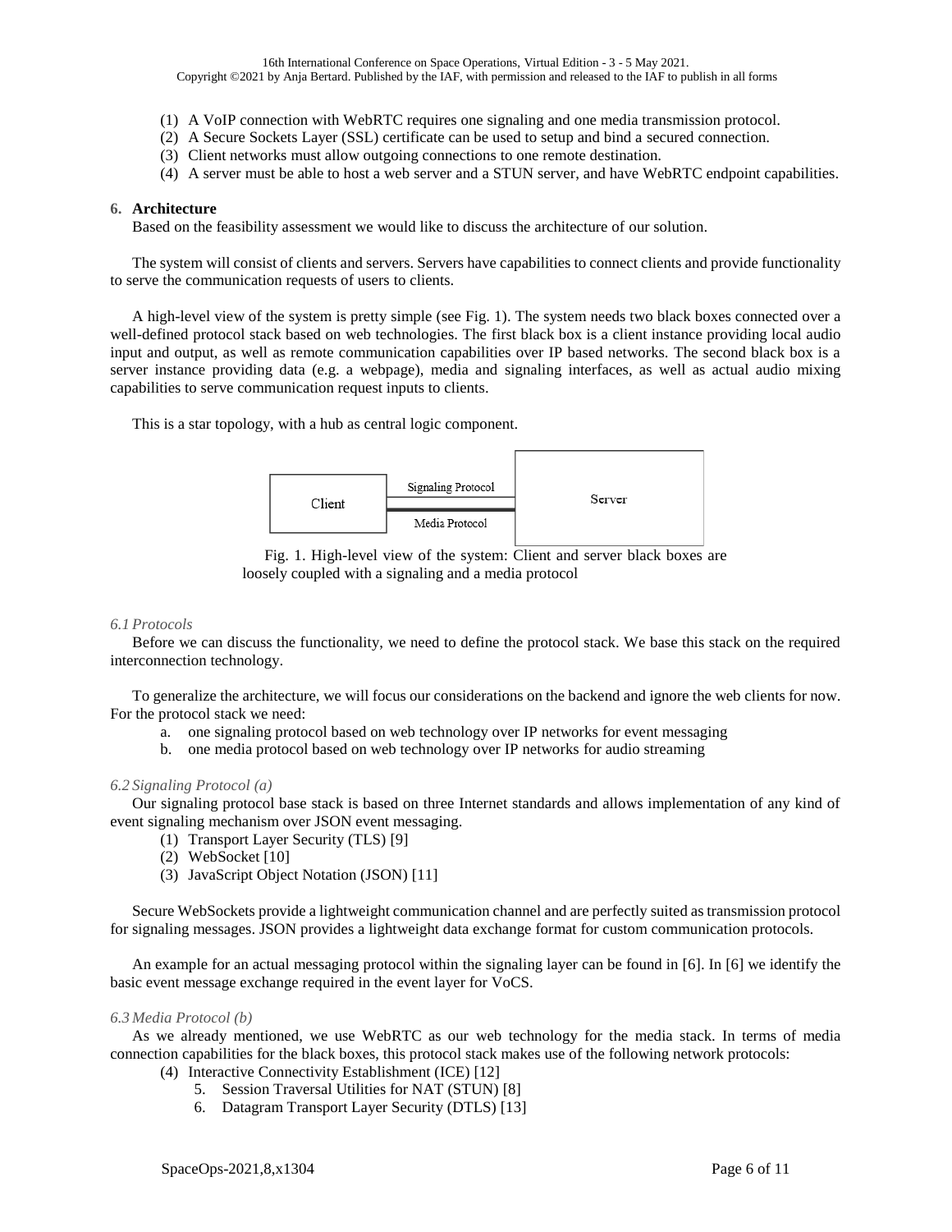(1) A VoIP connection with WebRTC requires one signaling and one media transmission protocol.
(2) A Secure Sockets Layer (SSL) certificate can be used to setup and bind a secured connection.
(3) Client networks must allow outgoing connections to one remote destination.
(4) A server must be able to host a web server and a STUN server, and have WebRTC endpoint capabilities.

## 6. Architecture

Based on the feasibility assessment we would like to discuss the architecture of our solution.

The system will consist of clients and servers. Servers have capabilities to connect clients and provide functionality to serve the communication requests of users to clients.

A high-level view of the system is pretty simple (see Fig. 1). The system needs two black boxes connected over a well-defined protocol stack based on web technologies. The first black box is a client instance providing local audio input and output, as well as remote communication capabilities over IP based networks. The second black box is a server instance providing data (e.g. a webpage), media and signaling interfaces, as well as actual audio mixing capabilities to serve communication request inputs to clients.

This is a star topology, with a hub as central logic component.

Client — Signaling Protocol / Media Protocol — Server

Fig. 1. High-level view of the system: Client and server black boxes are loosely coupled with a signaling and a media protocol

### *6.1 Protocols*

Before we can discuss the functionality, we need to define the protocol stack. We base this stack on the required interconnection technology.

To generalize the architecture, we will focus our considerations on the backend and ignore the web clients for now. For the protocol stack we need:

a. one signaling protocol based on web technology over IP networks for event messaging
b. one media protocol based on web technology over IP networks for audio streaming

### *6.2 Signaling Protocol (a)*

Our signaling protocol base stack is based on three Internet standards and allows implementation of any kind of event signaling mechanism over JSON event messaging.

(1) Transport Layer Security (TLS) [9]
(2) WebSocket [10]
(3) JavaScript Object Notation (JSON) [11]

Secure WebSockets provide a lightweight communication channel and are perfectly suited as transmission protocol for signaling messages. JSON provides a lightweight data exchange format for custom communication protocols.

An example for an actual messaging protocol within the signaling layer can be found in [6]. In [6] we identify the basic event message exchange required in the event layer for VoCS.

### *6.3 Media Protocol (b)*

As we already mentioned, we use WebRTC as our web technology for the media stack. In terms of media connection capabilities for the black boxes, this protocol stack makes use of the following network protocols:

(4) Interactive Connectivity Establishment (ICE) [12]
5. Session Traversal Utilities for NAT (STUN) [8]
6. Datagram Transport Layer Security (DTLS) [13]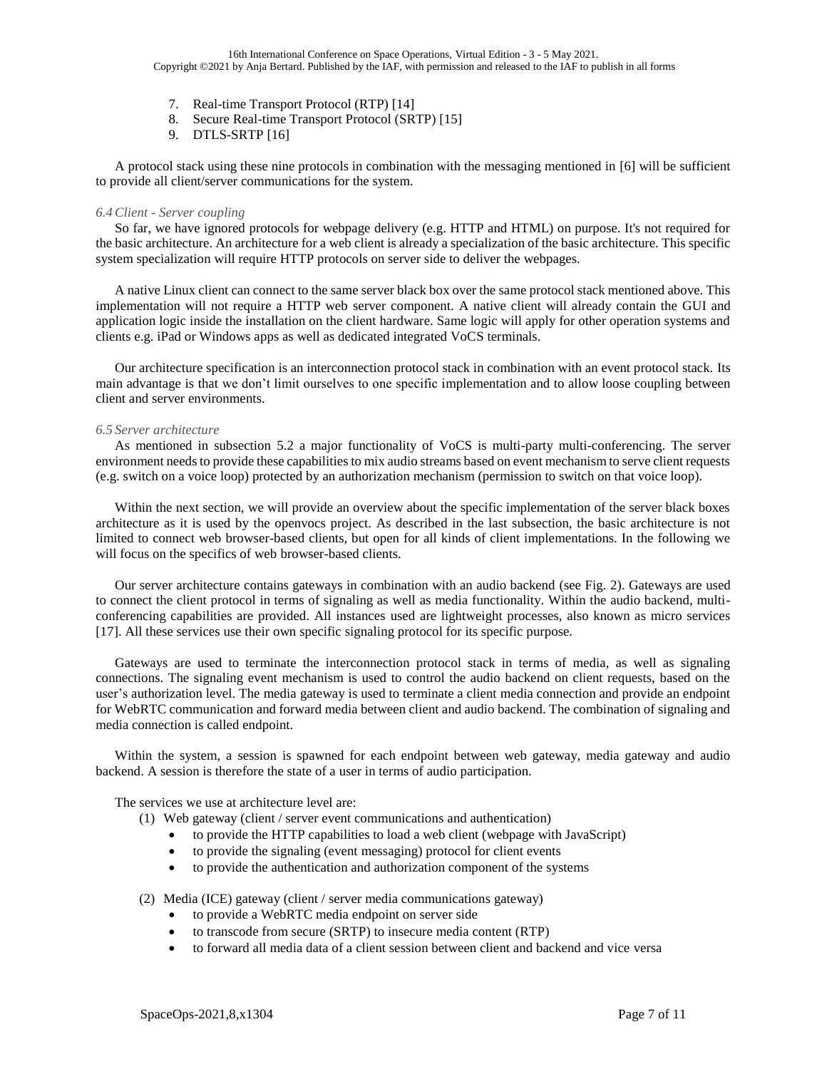7. Real-time Transport Protocol (RTP) [14]
8. Secure Real-time Transport Protocol (SRTP) [15]
9. DTLS-SRTP [16]

A protocol stack using these nine protocols in combination with the messaging mentioned in [6] will be sufficient to provide all client/server communications for the system.

### *6.4 Client - Server coupling*

So far, we have ignored protocols for webpage delivery (e.g. HTTP and HTML) on purpose. It's not required for the basic architecture. An architecture for a web client is already a specialization of the basic architecture. This specific system specialization will require HTTP protocols on server side to deliver the webpages.

A native Linux client can connect to the same server black box over the same protocol stack mentioned above. This implementation will not require a HTTP web server component. A native client will already contain the GUI and application logic inside the installation on the client hardware. Same logic will apply for other operation systems and clients e.g. iPad or Windows apps as well as dedicated integrated VoCS terminals.

Our architecture specification is an interconnection protocol stack in combination with an event protocol stack. Its main advantage is that we don't limit ourselves to one specific implementation and to allow loose coupling between client and server environments.

### *6.5 Server architecture*

As mentioned in subsection 5.2 a major functionality of VoCS is multi-party multi-conferencing. The server environment needs to provide these capabilities to mix audio streams based on event mechanism to serve client requests (e.g. switch on a voice loop) protected by an authorization mechanism (permission to switch on that voice loop).

Within the next section, we will provide an overview about the specific implementation of the server black boxes architecture as it is used by the openvocs project. As described in the last subsection, the basic architecture is not limited to connect web browser-based clients, but open for all kinds of client implementations. In the following we will focus on the specifics of web browser-based clients.

Our server architecture contains gateways in combination with an audio backend (see Fig. 2). Gateways are used to connect the client protocol in terms of signaling as well as media functionality. Within the audio backend, multi-conferencing capabilities are provided. All instances used are lightweight processes, also known as micro services [17]. All these services use their own specific signaling protocol for its specific purpose.

Gateways are used to terminate the interconnection protocol stack in terms of media, as well as signaling connections. The signaling event mechanism is used to control the audio backend on client requests, based on the user's authorization level. The media gateway is used to terminate a client media connection and provide an endpoint for WebRTC communication and forward media between client and audio backend. The combination of signaling and media connection is called endpoint.

Within the system, a session is spawned for each endpoint between web gateway, media gateway and audio backend. A session is therefore the state of a user in terms of audio participation.

The services we use at architecture level are:

(1) Web gateway (client / server event communications and authentication)
- to provide the HTTP capabilities to load a web client (webpage with JavaScript)
- to provide the signaling (event messaging) protocol for client events
- to provide the authentication and authorization component of the systems

(2) Media (ICE) gateway (client / server media communications gateway)
- to provide a WebRTC media endpoint on server side
- to transcode from secure (SRTP) to insecure media content (RTP)
- to forward all media data of a client session between client and backend and vice versa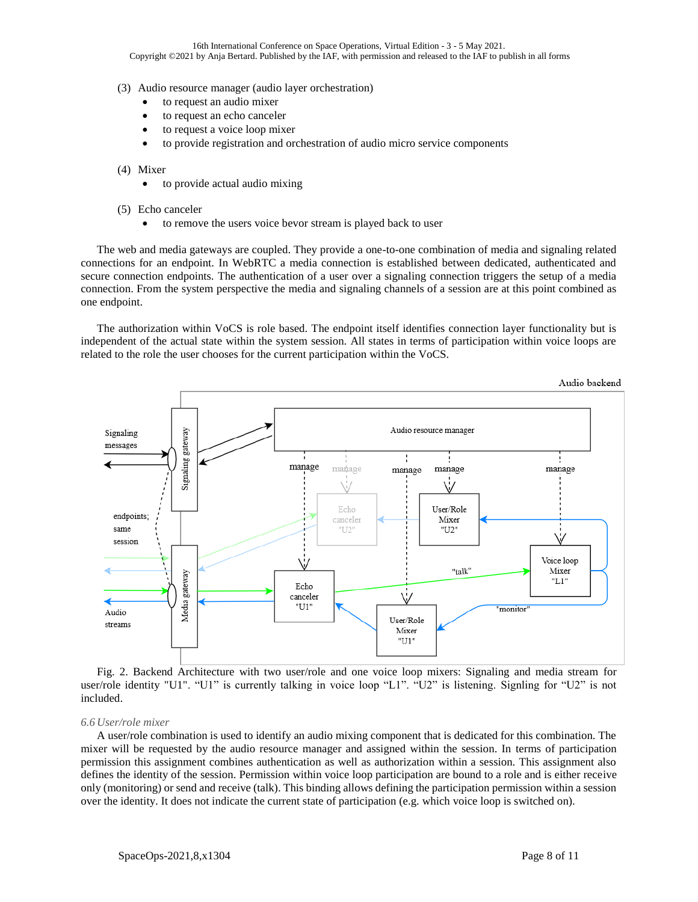(3) Audio resource manager (audio layer orchestration)
- to request an audio mixer
- to request an echo canceler
- to request a voice loop mixer
- to provide registration and orchestration of audio micro service components

(4) Mixer
- to provide actual audio mixing

(5) Echo canceler
- to remove the users voice bevor stream is played back to user

The web and media gateways are coupled. They provide a one-to-one combination of media and signaling related connections for an endpoint. In WebRTC a media connection is established between dedicated, authenticated and secure connection endpoints. The authentication of a user over a signaling connection triggers the setup of a media connection. From the system perspective the media and signaling channels of a session are at this point combined as one endpoint.

The authorization within VoCS is role based. The endpoint itself identifies connection layer functionality but is independent of the actual state within the system session. All states in terms of participation within voice loops are related to the role the user chooses for the current participation within the VoCS.

Fig. 2. Backend Architecture with two user/role and one voice loop mixers: Signaling and media stream for user/role identity "U1". “U1” is currently talking in voice loop “L1”. “U2” is listening. Signling for “U2” is not included.

### *6.6 User/role mixer*

A user/role combination is used to identify an audio mixing component that is dedicated for this combination. The mixer will be requested by the audio resource manager and assigned within the session. In terms of participation permission this assignment combines authentication as well as authorization within a session. This assignment also defines the identity of the session. Permission within voice loop participation are bound to a role and is either receive only (monitoring) or send and receive (talk). This binding allows defining the participation permission within a session over the identity. It does not indicate the current state of participation (e.g. which voice loop is switched on).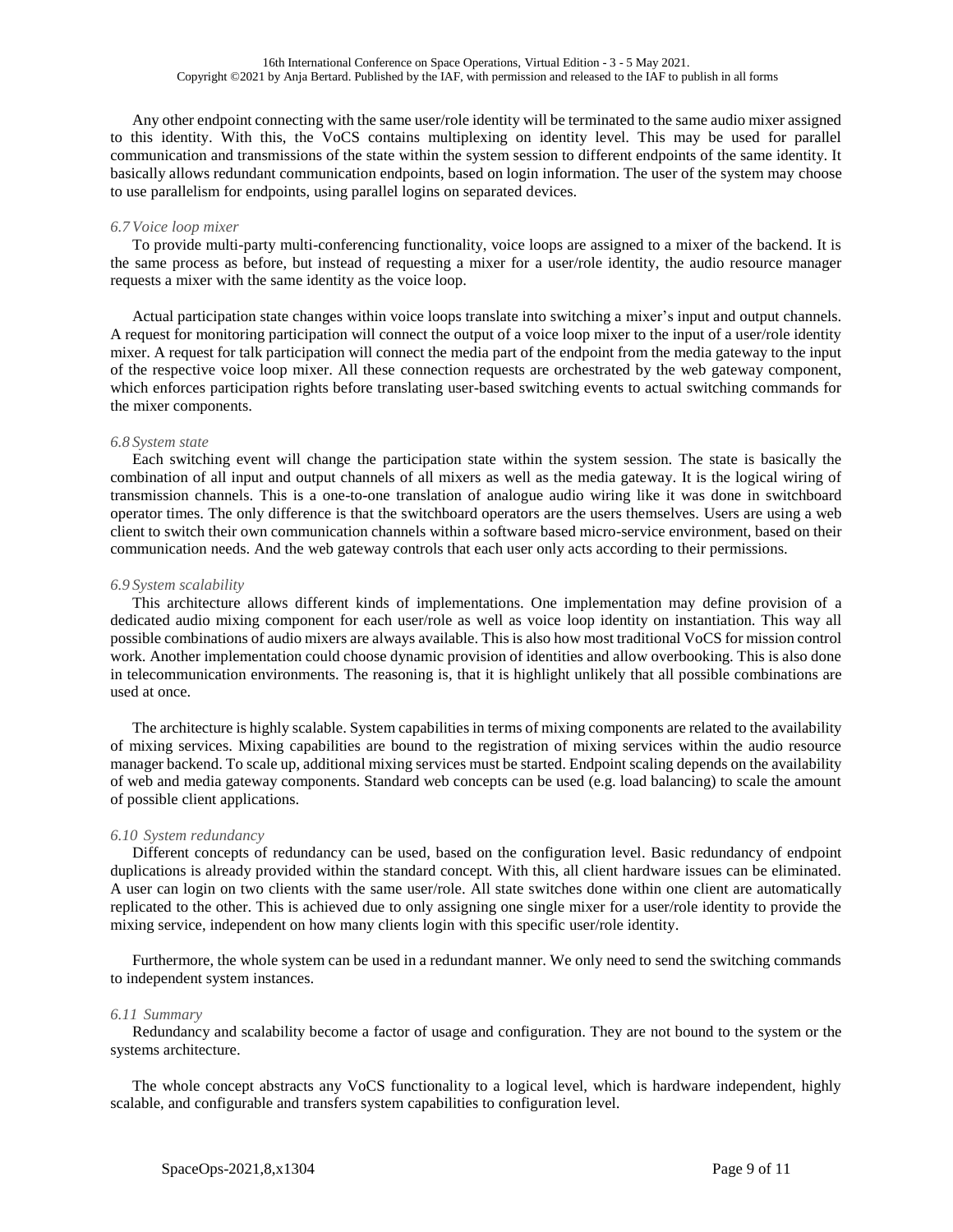Any other endpoint connecting with the same user/role identity will be terminated to the same audio mixer assigned to this identity. With this, the VoCS contains multiplexing on identity level. This may be used for parallel communication and transmissions of the state within the system session to different endpoints of the same identity. It basically allows redundant communication endpoints, based on login information. The user of the system may choose to use parallelism for endpoints, using parallel logins on separated devices.

### *6.7 Voice loop mixer*

To provide multi-party multi-conferencing functionality, voice loops are assigned to a mixer of the backend. It is the same process as before, but instead of requesting a mixer for a user/role identity, the audio resource manager requests a mixer with the same identity as the voice loop.

Actual participation state changes within voice loops translate into switching a mixer's input and output channels. A request for monitoring participation will connect the output of a voice loop mixer to the input of a user/role identity mixer. A request for talk participation will connect the media part of the endpoint from the media gateway to the input of the respective voice loop mixer. All these connection requests are orchestrated by the web gateway component, which enforces participation rights before translating user-based switching events to actual switching commands for the mixer components.

### *6.8 System state*

Each switching event will change the participation state within the system session. The state is basically the combination of all input and output channels of all mixers as well as the media gateway. It is the logical wiring of transmission channels. This is a one-to-one translation of analogue audio wiring like it was done in switchboard operator times. The only difference is that the switchboard operators are the users themselves. Users are using a web client to switch their own communication channels within a software based micro-service environment, based on their communication needs. And the web gateway controls that each user only acts according to their permissions.

### *6.9 System scalability*

This architecture allows different kinds of implementations. One implementation may define provision of a dedicated audio mixing component for each user/role as well as voice loop identity on instantiation. This way all possible combinations of audio mixers are always available. This is also how most traditional VoCS for mission control work. Another implementation could choose dynamic provision of identities and allow overbooking. This is also done in telecommunication environments. The reasoning is, that it is highlight unlikely that all possible combinations are used at once.

The architecture is highly scalable. System capabilities in terms of mixing components are related to the availability of mixing services. Mixing capabilities are bound to the registration of mixing services within the audio resource manager backend. To scale up, additional mixing services must be started. Endpoint scaling depends on the availability of web and media gateway components. Standard web concepts can be used (e.g. load balancing) to scale the amount of possible client applications.

### *6.10 System redundancy*

Different concepts of redundancy can be used, based on the configuration level. Basic redundancy of endpoint duplications is already provided within the standard concept. With this, all client hardware issues can be eliminated. A user can login on two clients with the same user/role. All state switches done within one client are automatically replicated to the other. This is achieved due to only assigning one single mixer for a user/role identity to provide the mixing service, independent on how many clients login with this specific user/role identity.

Furthermore, the whole system can be used in a redundant manner. We only need to send the switching commands to independent system instances.

### *6.11 Summary*

Redundancy and scalability become a factor of usage and configuration. They are not bound to the system or the systems architecture.

The whole concept abstracts any VoCS functionality to a logical level, which is hardware independent, highly scalable, and configurable and transfers system capabilities to configuration level.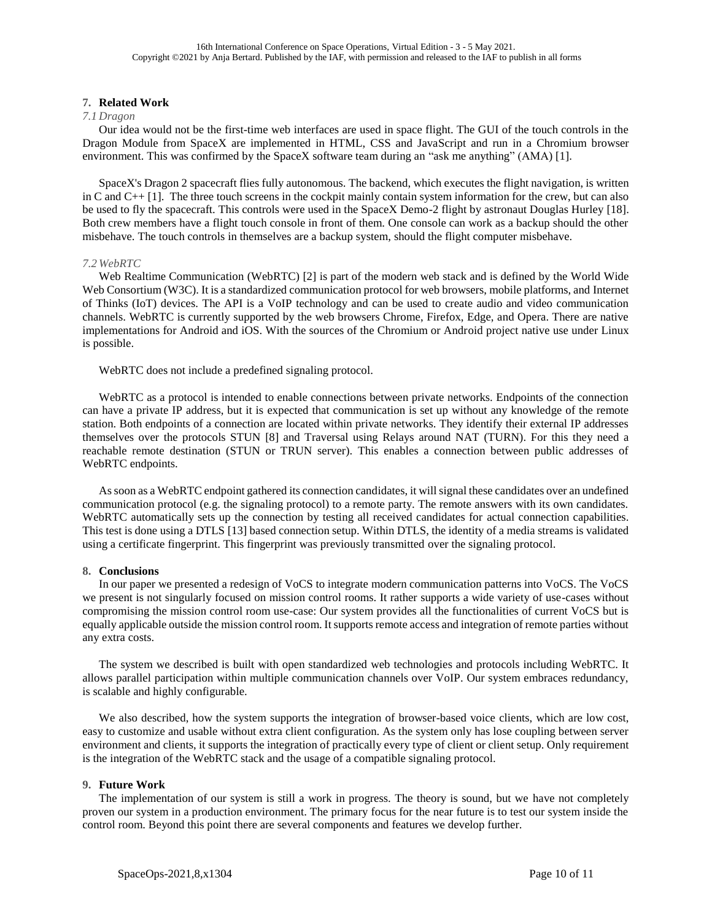## 7. Related Work

### *7.1 Dragon*

Our idea would not be the first-time web interfaces are used in space flight. The GUI of the touch controls in the Dragon Module from SpaceX are implemented in HTML, CSS and JavaScript and run in a Chromium browser environment. This was confirmed by the SpaceX software team during an "ask me anything" (AMA) [1].

SpaceX's Dragon 2 spacecraft flies fully autonomous. The backend, which executes the flight navigation, is written in C and C++ [1]. The three touch screens in the cockpit mainly contain system information for the crew, but can also be used to fly the spacecraft. This controls were used in the SpaceX Demo-2 flight by astronaut Douglas Hurley [18]. Both crew members have a flight touch console in front of them. One console can work as a backup should the other misbehave. The touch controls in themselves are a backup system, should the flight computer misbehave.

### *7.2 WebRTC*

Web Realtime Communication (WebRTC) [2] is part of the modern web stack and is defined by the World Wide Web Consortium (W3C). It is a standardized communication protocol for web browsers, mobile platforms, and Internet of Thinks (IoT) devices. The API is a VoIP technology and can be used to create audio and video communication channels. WebRTC is currently supported by the web browsers Chrome, Firefox, Edge, and Opera. There are native implementations for Android and iOS. With the sources of the Chromium or Android project native use under Linux is possible.

WebRTC does not include a predefined signaling protocol.

WebRTC as a protocol is intended to enable connections between private networks. Endpoints of the connection can have a private IP address, but it is expected that communication is set up without any knowledge of the remote station. Both endpoints of a connection are located within private networks. They identify their external IP addresses themselves over the protocols STUN [8] and Traversal using Relays around NAT (TURN). For this they need a reachable remote destination (STUN or TRUN server). This enables a connection between public addresses of WebRTC endpoints.

As soon as a WebRTC endpoint gathered its connection candidates, it will signal these candidates over an undefined communication protocol (e.g. the signaling protocol) to a remote party. The remote answers with its own candidates. WebRTC automatically sets up the connection by testing all received candidates for actual connection capabilities. This test is done using a DTLS [13] based connection setup. Within DTLS, the identity of a media streams is validated using a certificate fingerprint. This fingerprint was previously transmitted over the signaling protocol.

## 8. Conclusions

In our paper we presented a redesign of VoCS to integrate modern communication patterns into VoCS. The VoCS we present is not singularly focused on mission control rooms. It rather supports a wide variety of use-cases without compromising the mission control room use-case: Our system provides all the functionalities of current VoCS but is equally applicable outside the mission control room. It supports remote access and integration of remote parties without any extra costs.

The system we described is built with open standardized web technologies and protocols including WebRTC. It allows parallel participation within multiple communication channels over VoIP. Our system embraces redundancy, is scalable and highly configurable.

We also described, how the system supports the integration of browser-based voice clients, which are low cost, easy to customize and usable without extra client configuration. As the system only has lose coupling between server environment and clients, it supports the integration of practically every type of client or client setup. Only requirement is the integration of the WebRTC stack and the usage of a compatible signaling protocol.

## 9. Future Work

The implementation of our system is still a work in progress. The theory is sound, but we have not completely proven our system in a production environment. The primary focus for the near future is to test our system inside the control room. Beyond this point there are several components and features we develop further.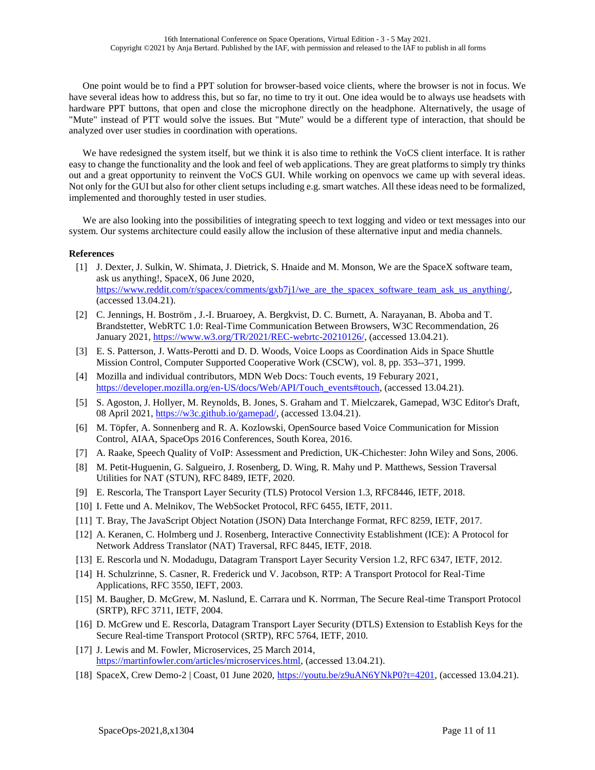One point would be to find a PPT solution for browser-based voice clients, where the browser is not in focus. We have several ideas how to address this, but so far, no time to try it out. One idea would be to always use headsets with hardware PPT buttons, that open and close the microphone directly on the headphone. Alternatively, the usage of "Mute" instead of PTT would solve the issues. But "Mute" would be a different type of interaction, that should be analyzed over user studies in coordination with operations.

We have redesigned the system itself, but we think it is also time to rethink the VoCS client interface. It is rather easy to change the functionality and the look and feel of web applications. They are great platforms to simply try thinks out and a great opportunity to reinvent the VoCS GUI. While working on openvocs we came up with several ideas. Not only for the GUI but also for other client setups including e.g. smart watches. All these ideas need to be formalized, implemented and thoroughly tested in user studies.

We are also looking into the possibilities of integrating speech to text logging and video or text messages into our system. Our systems architecture could easily allow the inclusion of these alternative input and media channels.

**References**

[1] J. Dexter, J. Sulkin, W. Shimata, J. Dietrick, S. Hnaide and M. Monson, We are the SpaceX software team, ask us anything!, SpaceX, 06 June 2020, https://www.reddit.com/r/spacex/comments/gxb7j1/we_are_the_spacex_software_team_ask_us_anything/, (accessed 13.04.21).

[2] C. Jennings, H. Boström , J.-I. Bruaroey, A. Bergkvist, D. C. Burnett, A. Narayanan, B. Aboba and T. Brandstetter, WebRTC 1.0: Real-Time Communication Between Browsers, W3C Recommendation, 26 January 2021, https://www.w3.org/TR/2021/REC-webrtc-20210126/, (accessed 13.04.21).

[3] E. S. Patterson, J. Watts-Perotti and D. D. Woods, Voice Loops as Coordination Aids in Space Shuttle Mission Control, Computer Supported Cooperative Work (CSCW), vol. 8, pp. 353--371, 1999.

[4] Mozilla and individual contributors, MDN Web Docs: Touch events, 19 Feburary 2021, https://developer.mozilla.org/en-US/docs/Web/API/Touch_events#touch, (accessed 13.04.21).

[5] S. Agoston, J. Hollyer, M. Reynolds, B. Jones, S. Graham and T. Mielczarek, Gamepad, W3C Editor's Draft, 08 April 2021, https://w3c.github.io/gamepad/, (accessed 13.04.21).

[6] M. Töpfer, A. Sonnenberg and R. A. Kozlowski, OpenSource based Voice Communication for Mission Control, AIAA, SpaceOps 2016 Conferences, South Korea, 2016.

[7] A. Raake, Speech Quality of VoIP: Assessment and Prediction, UK-Chichester: John Wiley and Sons, 2006.

[8] M. Petit-Huguenin, G. Salgueiro, J. Rosenberg, D. Wing, R. Mahy und P. Matthews, Session Traversal Utilities for NAT (STUN), RFC 8489, IETF, 2020.

[9] E. Rescorla, The Transport Layer Security (TLS) Protocol Version 1.3, RFC8446, IETF, 2018.

[10] I. Fette und A. Melnikov, The WebSocket Protocol, RFC 6455, IETF, 2011.

[11] T. Bray, The JavaScript Object Notation (JSON) Data Interchange Format, RFC 8259, IETF, 2017.

[12] A. Keranen, C. Holmberg und J. Rosenberg, Interactive Connectivity Establishment (ICE): A Protocol for Network Address Translator (NAT) Traversal, RFC 8445, IETF, 2018.

[13] E. Rescorla und N. Modadugu, Datagram Transport Layer Security Version 1.2, RFC 6347, IETF, 2012.

[14] H. Schulzrinne, S. Casner, R. Frederick und V. Jacobson, RTP: A Transport Protocol for Real-Time Applications, RFC 3550, IEFT, 2003.

[15] M. Baugher, D. McGrew, M. Naslund, E. Carrara und K. Norrman, The Secure Real-time Transport Protocol (SRTP), RFC 3711, IETF, 2004.

[16] D. McGrew und E. Rescorla, Datagram Transport Layer Security (DTLS) Extension to Establish Keys for the Secure Real-time Transport Protocol (SRTP), RFC 5764, IETF, 2010.

[17] J. Lewis and M. Fowler, Microservices, 25 March 2014, https://martinfowler.com/articles/microservices.html, (accessed 13.04.21).

[18] SpaceX, Crew Demo-2 | Coast, 01 June 2020, https://youtu.be/z9uAN6YNkP0?t=4201, (accessed 13.04.21).